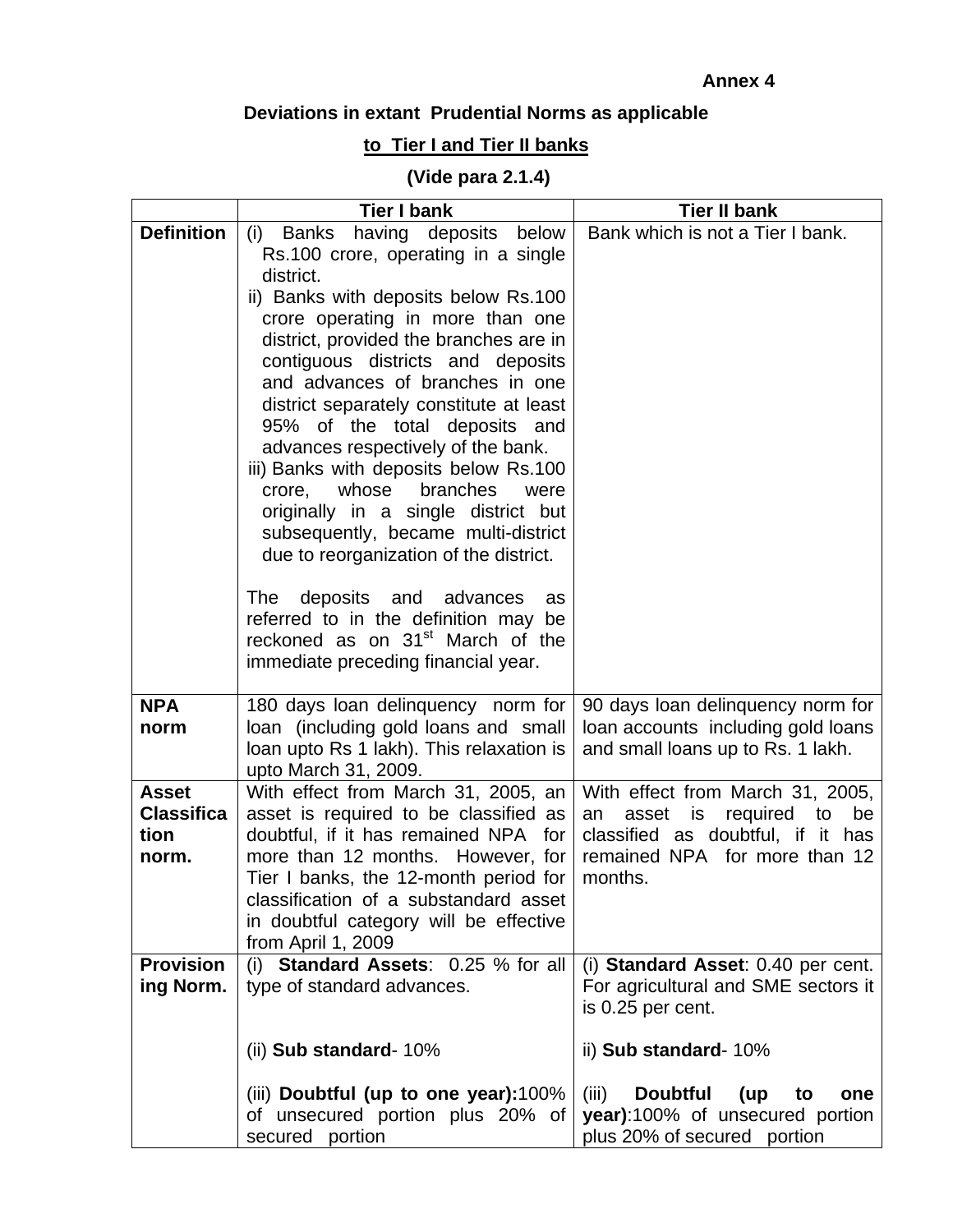**Annex 4**

**Deviations in extant Prudential Norms as applicable**

**to Tier I and Tier II banks**

**(Vide para 2.1.4)**

| | **Tier I bank** | **Tier II bank** |
|---|---|---|
| **Definition** | (i) Banks having deposits below Rs.100 crore, operating in a single district.<br>ii) Banks with deposits below Rs.100 crore operating in more than one district, provided the branches are in contiguous districts and deposits and advances of branches in one district separately constitute at least 95% of the total deposits and advances respectively of the bank.<br>iii) Banks with deposits below Rs.100 crore, whose branches were originally in a single district but subsequently, became multi-district due to reorganization of the district.<br><br>The deposits and advances as referred to in the definition may be reckoned as on 31st March of the immediate preceding financial year. | Bank which is not a Tier I bank. |
| **NPA norm** | 180 days loan delinquency norm for loan (including gold loans and small loan upto Rs 1 lakh). This relaxation is upto March 31, 2009. | 90 days loan delinquency norm for loan accounts including gold loans and small loans up to Rs. 1 lakh. |
| **Asset Classification norm.** | With effect from March 31, 2005, an asset is required to be classified as doubtful, if it has remained NPA for more than 12 months. However, for Tier I banks, the 12-month period for classification of a substandard asset in doubtful category will be effective from April 1, 2009 | With effect from March 31, 2005, an asset is required to be classified as doubtful, if it has remained NPA for more than 12 months. |
| **Provisioning Norm.** | (i) **Standard Assets**: 0.25 % for all type of standard advances.<br><br>(ii) **Sub standard**- 10%<br><br>(iii) **Doubtful (up to one year):**100% of unsecured portion plus 20% of secured portion | (i) **Standard Asset**: 0.40 per cent. For agricultural and SME sectors it is 0.25 per cent.<br><br>ii) **Sub standard**- 10%<br><br>(iii) **Doubtful (up to one year)**:100% of unsecured portion plus 20% of secured portion |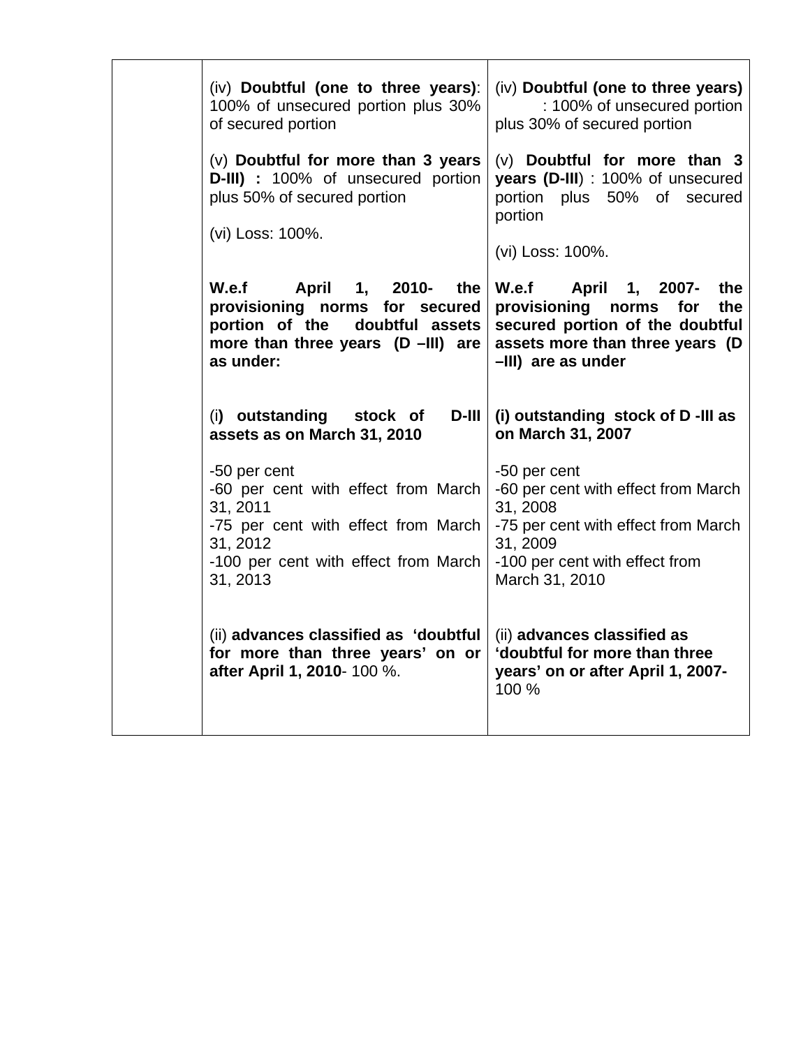| | | |
|---|---|---|
| | (iv) **Doubtful (one to three years)**: 100% of unsecured portion plus 30% of secured portion<br><br>(v) **Doubtful for more than 3 years D-III) :** 100% of unsecured portion plus 50% of secured portion<br><br>(vi) Loss: 100%.<br><br>**W.e.f April 1, 2010- the provisioning norms for secured portion of the doubtful assets more than three years (D –III) are as under:**<br><br>(i**) outstanding stock of D-III assets as on March 31, 2010**<br><br>-50 per cent<br>-60 per cent with effect from March 31, 2011<br>-75 per cent with effect from March 31, 2012<br>-100 per cent with effect from March 31, 2013<br><br>(ii) **advances classified as 'doubtful for more than three years' on or after April 1, 2010**- 100 %. | (iv) **Doubtful (one to three years)** : 100% of unsecured portion plus 30% of secured portion<br><br>(v) **Doubtful for more than 3 years (D-III**) : 100% of unsecured portion plus 50% of secured portion<br><br>(vi) Loss: 100%.<br><br>**W.e.f April 1, 2007- the provisioning norms for the secured portion of the doubtful assets more than three years (D –III) are as under**<br><br>**(i) outstanding stock of D -III as on March 31, 2007**<br><br>-50 per cent<br>-60 per cent with effect from March 31, 2008<br>-75 per cent with effect from March 31, 2009<br>-100 per cent with effect from March 31, 2010<br><br>(ii) **advances classified as 'doubtful for more than three years' on or after April 1, 2007-** 100 % |